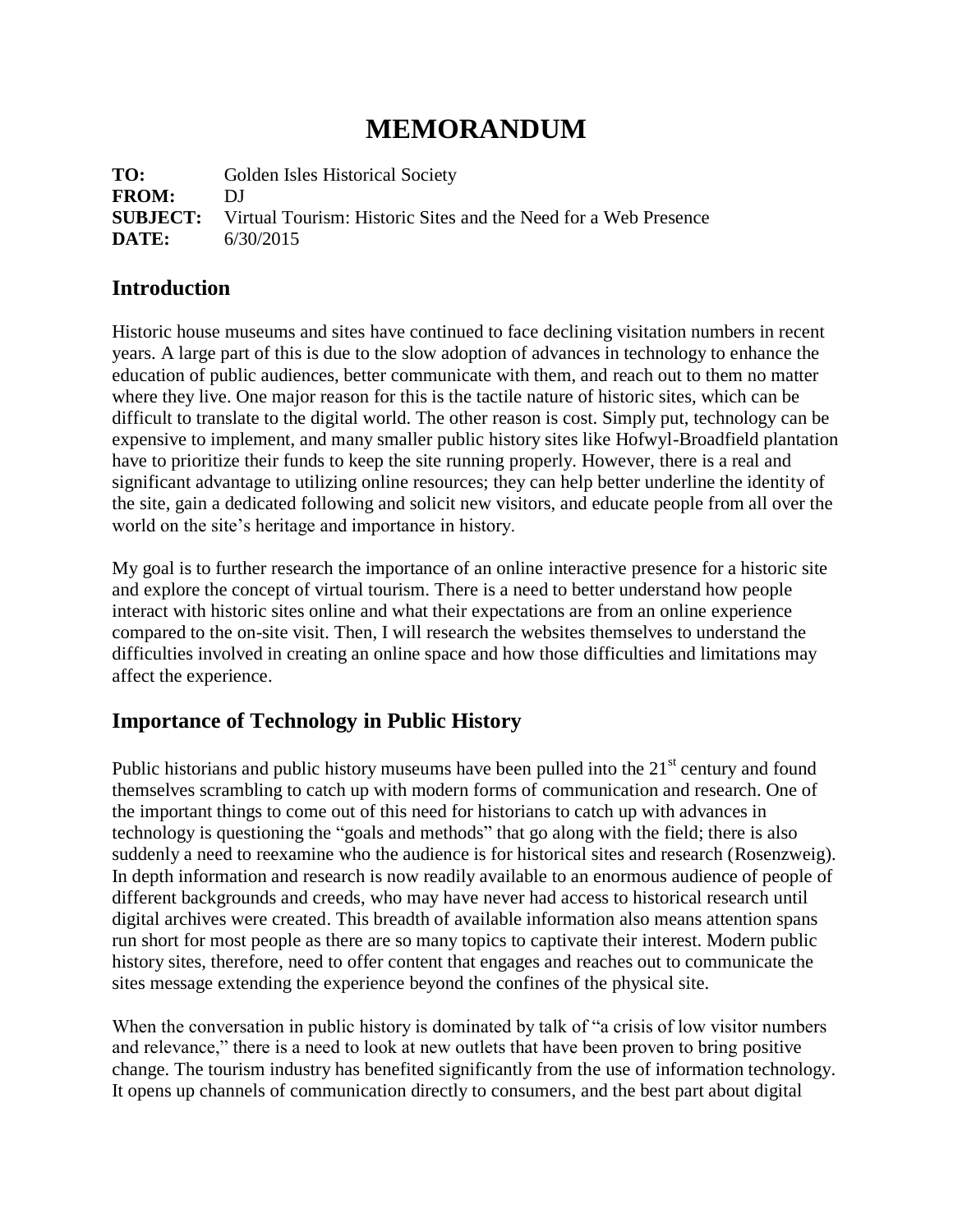# MEMORANDUM

**TO:** Golden Isles Historical Society
**FROM:** DJ
**SUBJECT:** Virtual Tourism: Historic Sites and the Need for a Web Presence
**DATE:** 6/30/2015

## Introduction

Historic house museums and sites have continued to face declining visitation numbers in recent years. A large part of this is due to the slow adoption of advances in technology to enhance the education of public audiences, better communicate with them, and reach out to them no matter where they live. One major reason for this is the tactile nature of historic sites, which can be difficult to translate to the digital world. The other reason is cost. Simply put, technology can be expensive to implement, and many smaller public history sites like Hofwyl-Broadfield plantation have to prioritize their funds to keep the site running properly. However, there is a real and significant advantage to utilizing online resources; they can help better underline the identity of the site, gain a dedicated following and solicit new visitors, and educate people from all over the world on the site's heritage and importance in history.

My goal is to further research the importance of an online interactive presence for a historic site and explore the concept of virtual tourism. There is a need to better understand how people interact with historic sites online and what their expectations are from an online experience compared to the on-site visit. Then, I will research the websites themselves to understand the difficulties involved in creating an online space and how those difficulties and limitations may affect the experience.

## Importance of Technology in Public History

Public historians and public history museums have been pulled into the 21st century and found themselves scrambling to catch up with modern forms of communication and research. One of the important things to come out of this need for historians to catch up with advances in technology is questioning the "goals and methods" that go along with the field; there is also suddenly a need to reexamine who the audience is for historical sites and research (Rosenzweig). In depth information and research is now readily available to an enormous audience of people of different backgrounds and creeds, who may have never had access to historical research until digital archives were created. This breadth of available information also means attention spans run short for most people as there are so many topics to captivate their interest. Modern public history sites, therefore, need to offer content that engages and reaches out to communicate the sites message extending the experience beyond the confines of the physical site.

When the conversation in public history is dominated by talk of "a crisis of low visitor numbers and relevance," there is a need to look at new outlets that have been proven to bring positive change. The tourism industry has benefited significantly from the use of information technology. It opens up channels of communication directly to consumers, and the best part about digital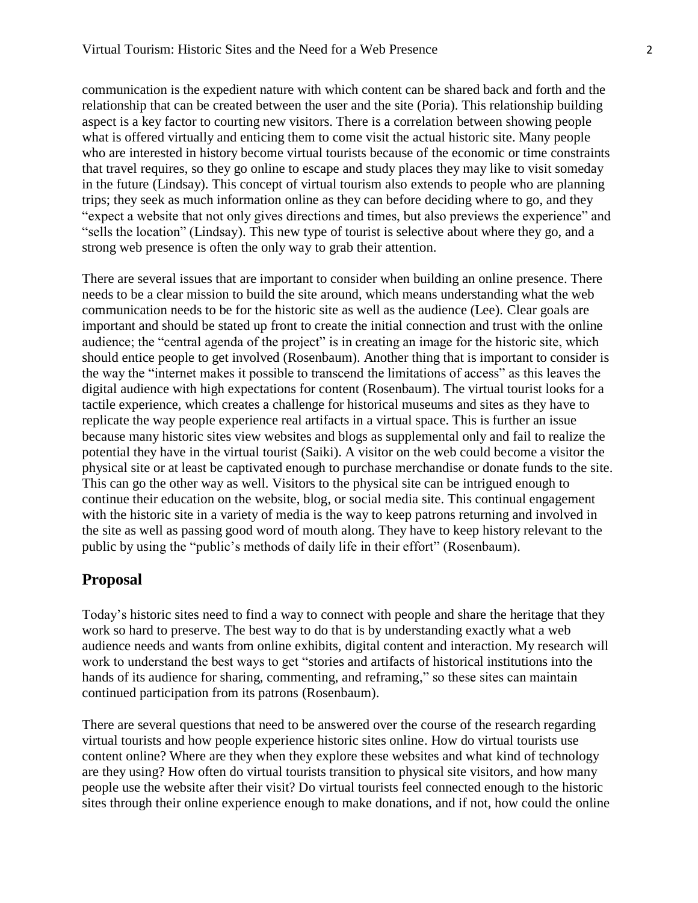communication is the expedient nature with which content can be shared back and forth and the relationship that can be created between the user and the site (Poria). This relationship building aspect is a key factor to courting new visitors. There is a correlation between showing people what is offered virtually and enticing them to come visit the actual historic site. Many people who are interested in history become virtual tourists because of the economic or time constraints that travel requires, so they go online to escape and study places they may like to visit someday in the future (Lindsay). This concept of virtual tourism also extends to people who are planning trips; they seek as much information online as they can before deciding where to go, and they "expect a website that not only gives directions and times, but also previews the experience" and "sells the location" (Lindsay). This new type of tourist is selective about where they go, and a strong web presence is often the only way to grab their attention.

There are several issues that are important to consider when building an online presence. There needs to be a clear mission to build the site around, which means understanding what the web communication needs to be for the historic site as well as the audience (Lee). Clear goals are important and should be stated up front to create the initial connection and trust with the online audience; the "central agenda of the project" is in creating an image for the historic site, which should entice people to get involved (Rosenbaum). Another thing that is important to consider is the way the "internet makes it possible to transcend the limitations of access" as this leaves the digital audience with high expectations for content (Rosenbaum). The virtual tourist looks for a tactile experience, which creates a challenge for historical museums and sites as they have to replicate the way people experience real artifacts in a virtual space. This is further an issue because many historic sites view websites and blogs as supplemental only and fail to realize the potential they have in the virtual tourist (Saiki). A visitor on the web could become a visitor the physical site or at least be captivated enough to purchase merchandise or donate funds to the site. This can go the other way as well. Visitors to the physical site can be intrigued enough to continue their education on the website, blog, or social media site. This continual engagement with the historic site in a variety of media is the way to keep patrons returning and involved in the site as well as passing good word of mouth along. They have to keep history relevant to the public by using the "public's methods of daily life in their effort" (Rosenbaum).

## Proposal

Today's historic sites need to find a way to connect with people and share the heritage that they work so hard to preserve. The best way to do that is by understanding exactly what a web audience needs and wants from online exhibits, digital content and interaction. My research will work to understand the best ways to get "stories and artifacts of historical institutions into the hands of its audience for sharing, commenting, and reframing," so these sites can maintain continued participation from its patrons (Rosenbaum).

There are several questions that need to be answered over the course of the research regarding virtual tourists and how people experience historic sites online. How do virtual tourists use content online? Where are they when they explore these websites and what kind of technology are they using? How often do virtual tourists transition to physical site visitors, and how many people use the website after their visit? Do virtual tourists feel connected enough to the historic sites through their online experience enough to make donations, and if not, how could the online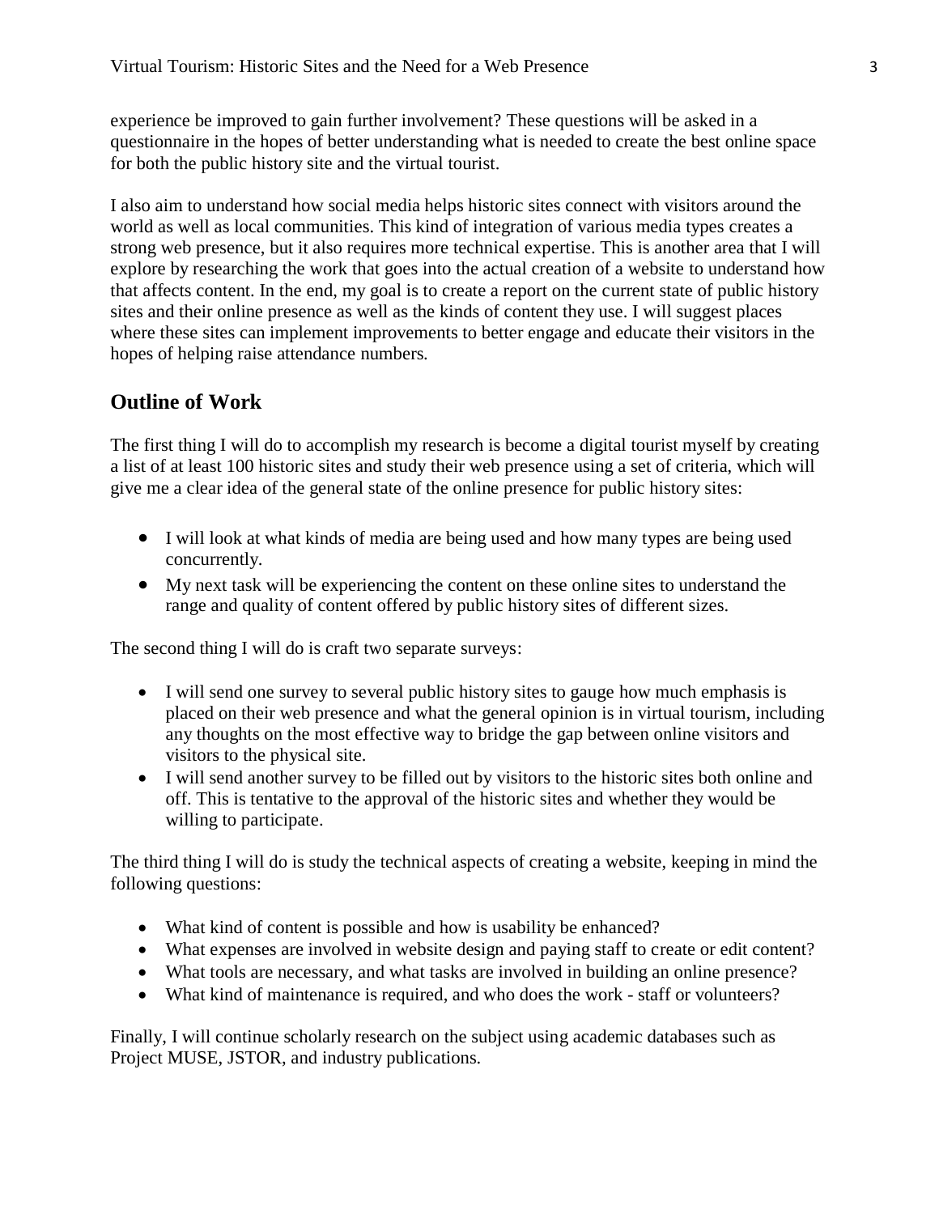experience be improved to gain further involvement? These questions will be asked in a questionnaire in the hopes of better understanding what is needed to create the best online space for both the public history site and the virtual tourist.

I also aim to understand how social media helps historic sites connect with visitors around the world as well as local communities. This kind of integration of various media types creates a strong web presence, but it also requires more technical expertise. This is another area that I will explore by researching the work that goes into the actual creation of a website to understand how that affects content. In the end, my goal is to create a report on the current state of public history sites and their online presence as well as the kinds of content they use. I will suggest places where these sites can implement improvements to better engage and educate their visitors in the hopes of helping raise attendance numbers.

## Outline of Work

The first thing I will do to accomplish my research is become a digital tourist myself by creating a list of at least 100 historic sites and study their web presence using a set of criteria, which will give me a clear idea of the general state of the online presence for public history sites:

- I will look at what kinds of media are being used and how many types are being used concurrently.
- My next task will be experiencing the content on these online sites to understand the range and quality of content offered by public history sites of different sizes.

The second thing I will do is craft two separate surveys:

- I will send one survey to several public history sites to gauge how much emphasis is placed on their web presence and what the general opinion is in virtual tourism, including any thoughts on the most effective way to bridge the gap between online visitors and visitors to the physical site.
- I will send another survey to be filled out by visitors to the historic sites both online and off. This is tentative to the approval of the historic sites and whether they would be willing to participate.

The third thing I will do is study the technical aspects of creating a website, keeping in mind the following questions:

- What kind of content is possible and how is usability be enhanced?
- What expenses are involved in website design and paying staff to create or edit content?
- What tools are necessary, and what tasks are involved in building an online presence?
- What kind of maintenance is required, and who does the work - staff or volunteers?

Finally, I will continue scholarly research on the subject using academic databases such as Project MUSE, JSTOR, and industry publications.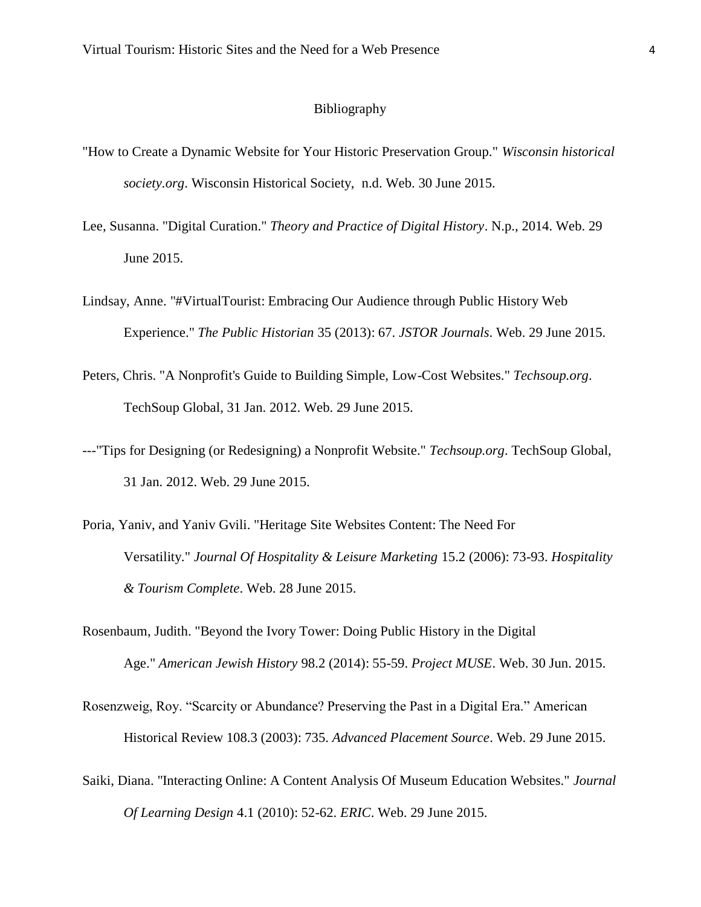## Bibliography

"How to Create a Dynamic Website for Your Historic Preservation Group." *Wisconsin historical society.org*. Wisconsin Historical Society, n.d. Web. 30 June 2015.

Lee, Susanna. "Digital Curation." *Theory and Practice of Digital History*. N.p., 2014. Web. 29 June 2015.

Lindsay, Anne. "#VirtualTourist: Embracing Our Audience through Public History Web Experience." *The Public Historian* 35 (2013): 67. *JSTOR Journals*. Web. 29 June 2015.

Peters, Chris. "A Nonprofit's Guide to Building Simple, Low-Cost Websites." *Techsoup.org*. TechSoup Global, 31 Jan. 2012. Web. 29 June 2015.

---"Tips for Designing (or Redesigning) a Nonprofit Website." *Techsoup.org*. TechSoup Global, 31 Jan. 2012. Web. 29 June 2015.

Poria, Yaniv, and Yaniv Gvili. "Heritage Site Websites Content: The Need For Versatility." *Journal Of Hospitality & Leisure Marketing* 15.2 (2006): 73-93. *Hospitality & Tourism Complete*. Web. 28 June 2015.

Rosenbaum, Judith. "Beyond the Ivory Tower: Doing Public History in the Digital Age." *American Jewish History* 98.2 (2014): 55-59. *Project MUSE*. Web. 30 Jun. 2015.

Rosenzweig, Roy. "Scarcity or Abundance? Preserving the Past in a Digital Era." American Historical Review 108.3 (2003): 735. *Advanced Placement Source*. Web. 29 June 2015.

Saiki, Diana. "Interacting Online: A Content Analysis Of Museum Education Websites." *Journal Of Learning Design* 4.1 (2010): 52-62. *ERIC*. Web. 29 June 2015.